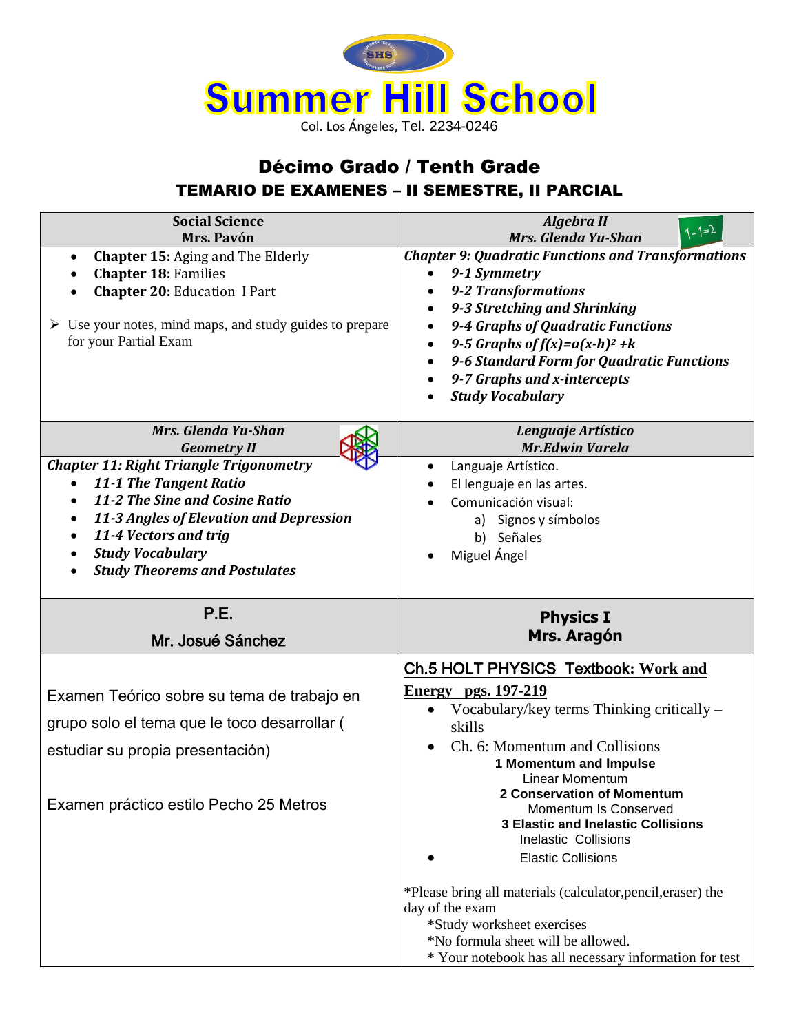# Summer Hill School

Col. Los Ángeles, Tel. 2234-0246

## Décimo Grado / Tenth Grade

### TEMARIO DE EXAMENES – II SEMESTRE, II PARCIAL

| **Social Science**<br>**Mrs. Pavón** | ***Algebra II***<br>***Mrs. Glenda Yu-Shan*** |
|---|---|
| • **Chapter 15:** Aging and The Elderly<br>• **Chapter 18:** Families<br>• **Chapter 20:** Education I Part<br><br>➢ Use your notes, mind maps, and study guides to prepare for your Partial Exam | ***Chapter 9: Quadratic Functions and Transformations***<br>• ***9-1 Symmetry***<br>• ***9-2 Transformations***<br>• ***9-3 Stretching and Shrinking***<br>• ***9-4 Graphs of Quadratic Functions***<br>• ***9-5 Graphs of $f(x)=a(x-h)^2+k$***<br>• ***9-6 Standard Form for Quadratic Functions***<br>• ***9-7 Graphs and x-intercepts***<br>• ***Study Vocabulary*** |
| ***Mrs. Glenda Yu-Shan***<br>***Geometry II*** | ***Lenguaje Artístico***<br>***Mr.Edwin Varela*** |
| ***Chapter 11: Right Triangle Trigonometry***<br>• ***11-1 The Tangent Ratio***<br>• ***11-2 The Sine and Cosine Ratio***<br>• ***11-3 Angles of Elevation and Depression***<br>• ***11-4 Vectors and trig***<br>• ***Study Vocabulary***<br>• ***Study Theorems and Postulates*** | • Languaje Artístico.<br>• El lenguaje en las artes.<br>• Comunicación visual:<br>a) Signos y símbolos<br>b) Señales<br>• Miguel Ángel |
| **P.E.**<br>**Mr. Josué Sánchez** | **Physics I**<br>**Mrs. Aragón** |
| Examen Teórico sobre su tema de trabajo en grupo solo el tema que le toco desarrollar ( estudiar su propia presentación)<br><br>Examen práctico estilo Pecho 25 Metros | **Ch.5 HOLT PHYSICS Textbook: Work and Energy pgs. 197-219**<br>• Vocabulary/key terms Thinking critically – skills<br>• Ch. 6: Momentum and Collisions<br>**1 Momentum and Impulse**<br>Linear Momentum<br>**2 Conservation of Momentum**<br>Momentum Is Conserved<br>**3 Elastic and Inelastic Collisions**<br>Inelastic Collisions<br>• Elastic Collisions<br><br>*Please bring all materials (calculator,pencil,eraser) the day of the exam<br>*Study worksheet exercises<br>*No formula sheet will be allowed.<br>* Your notebook has all necessary information for test |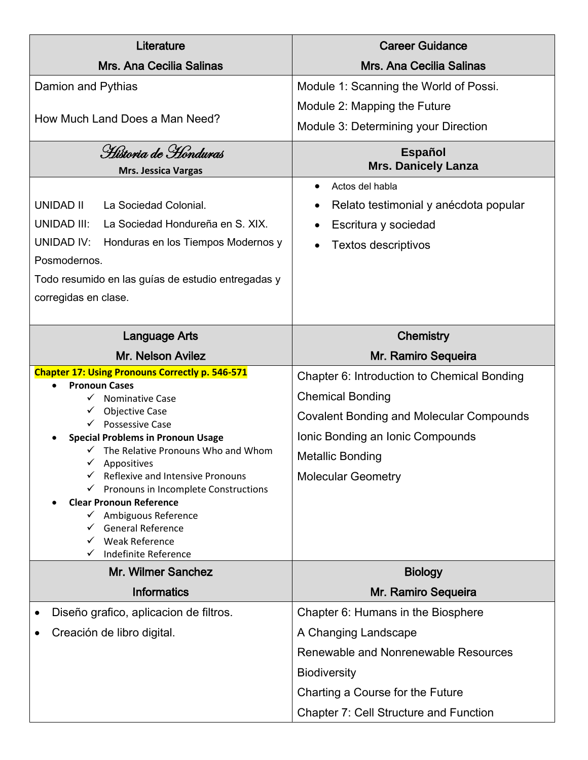| Literature<br>Mrs. Ana Cecilia Salinas | Career Guidance<br>Mrs. Ana Cecilia Salinas |
|---|---|
| Damion and Pythias<br><br>How Much Land Does a Man Need? | Module 1: Scanning the World of Possi.<br>Module 2: Mapping the Future<br>Module 3: Determining your Direction |
| ***Historia de Honduras***<br>**Mrs. Jessica Vargas** | **Español**<br>**Mrs. Danicely Lanza** |
| UNIDAD II La Sociedad Colonial.<br>UNIDAD III: La Sociedad Hondureña en S. XIX.<br>UNIDAD IV: Honduras en los Tiempos Modernos y Posmodernos.<br>Todo resumido en las guías de estudio entregadas y corregidas en clase. | • Actos del habla<br>• Relato testimonial y anécdota popular<br>• Escritura y sociedad<br>• Textos descriptivos |
| Language Arts<br>Mr. Nelson Avilez | Chemistry<br>Mr. Ramiro Sequeira |
| **Chapter 17: Using Pronouns Correctly p. 546-571**<br>• **Pronoun Cases**<br>  ✓ Nominative Case<br>  ✓ Objective Case<br>  ✓ Possessive Case<br>• **Special Problems in Pronoun Usage**<br>  ✓ The Relative Pronouns Who and Whom<br>  ✓ Appositives<br>  ✓ Reflexive and Intensive Pronouns<br>  ✓ Pronouns in Incomplete Constructions<br>• **Clear Pronoun Reference**<br>  ✓ Ambiguous Reference<br>  ✓ General Reference<br>  ✓ Weak Reference<br>  ✓ Indefinite Reference | Chapter 6: Introduction to Chemical Bonding<br>Chemical Bonding<br>Covalent Bonding and Molecular Compounds<br>Ionic Bonding an Ionic Compounds<br>Metallic Bonding<br>Molecular Geometry |
| Mr. Wilmer Sanchez<br>Informatics | Biology<br>Mr. Ramiro Sequeira |
| • Diseño grafico, aplicacion de filtros.<br>• Creación de libro digital. | Chapter 6: Humans in the Biosphere<br>A Changing Landscape<br>Renewable and Nonrenewable Resources<br>Biodiversity<br>Charting a Course for the Future<br>Chapter 7: Cell Structure and Function |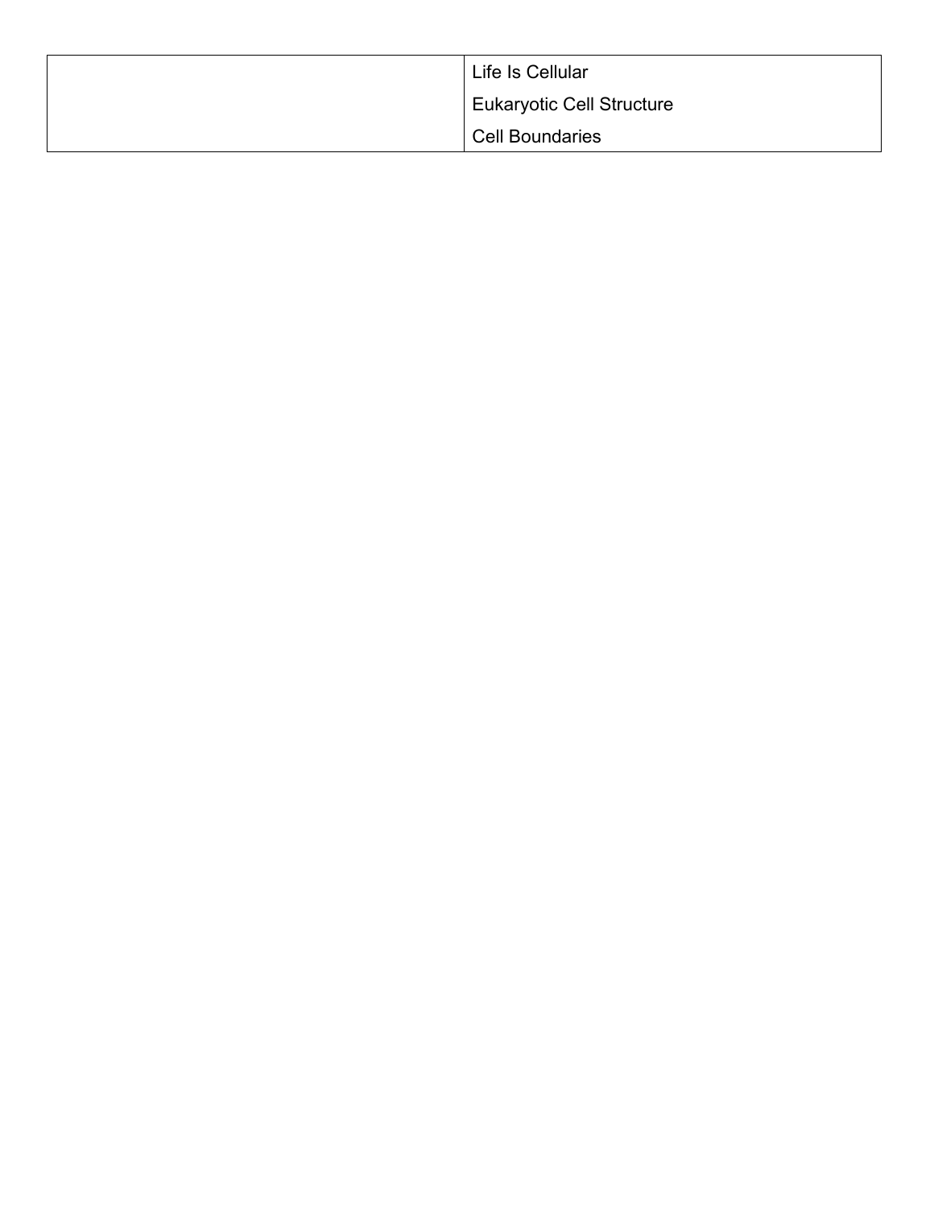| | |
|---|---|
| | Life Is Cellular<br>Eukaryotic Cell Structure<br>Cell Boundaries |